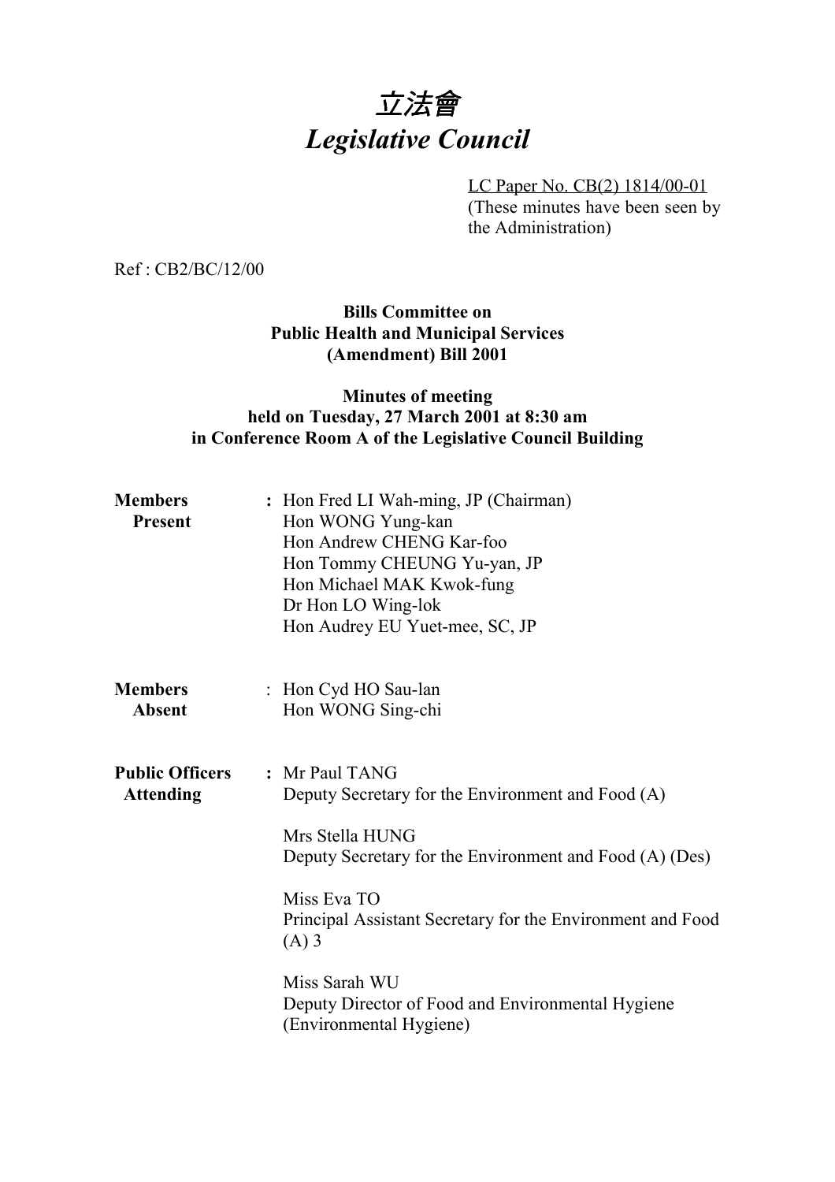# *立法會*
# *Legislative Council*

LC Paper No. CB(2) 1814/00-01
(These minutes have been seen by the Administration)

Ref : CB2/BC/12/00

**Bills Committee on**
**Public Health and Municipal Services**
**(Amendment) Bill 2001**

**Minutes of meeting**
**held on Tuesday, 27 March 2001 at 8:30 am**
**in Conference Room A of the Legislative Council Building**

**Members Present** : Hon Fred LI Wah-ming, JP (Chairman)
Hon WONG Yung-kan
Hon Andrew CHENG Kar-foo
Hon Tommy CHEUNG Yu-yan, JP
Hon Michael MAK Kwok-fung
Dr Hon LO Wing-lok
Hon Audrey EU Yuet-mee, SC, JP

**Members Absent** : Hon Cyd HO Sau-lan
Hon WONG Sing-chi

**Public Officers Attending** : Mr Paul TANG
Deputy Secretary for the Environment and Food (A)

Mrs Stella HUNG
Deputy Secretary for the Environment and Food (A) (Des)

Miss Eva TO
Principal Assistant Secretary for the Environment and Food (A) 3

Miss Sarah WU
Deputy Director of Food and Environmental Hygiene (Environmental Hygiene)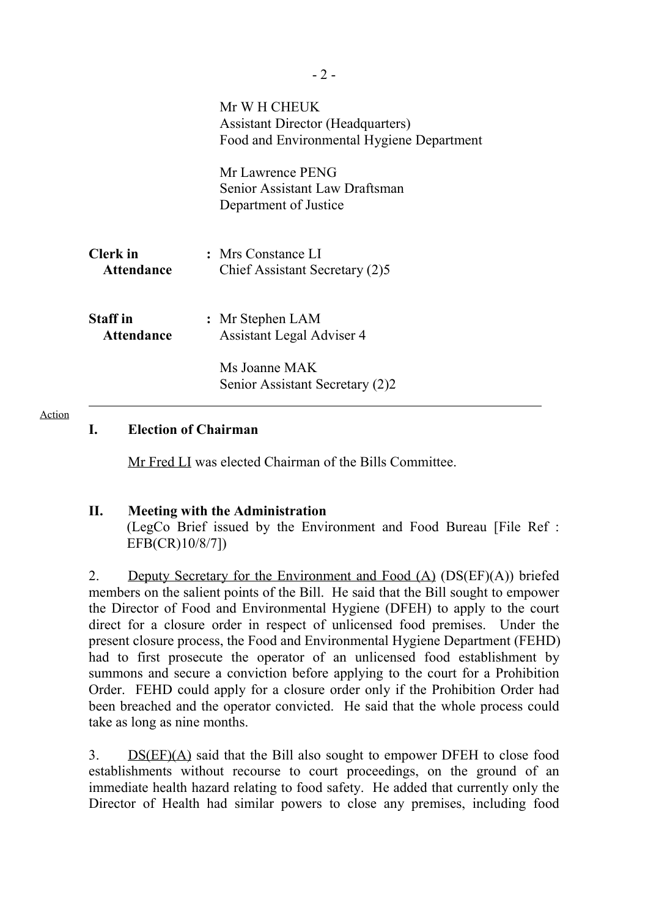Mr W H CHEUK
Assistant Director (Headquarters)
Food and Environmental Hygiene Department

Mr Lawrence PENG
Senior Assistant Law Draftsman
Department of Justice

**Clerk in Attendance** : Mrs Constance LI
Chief Assistant Secretary (2)5

**Staff in Attendance** : Mr Stephen LAM
Assistant Legal Adviser 4

Ms Joanne MAK
Senior Assistant Secretary (2)2

---

Action

## I. Election of Chairman

Mr Fred LI was elected Chairman of the Bills Committee.

## II. Meeting with the Administration

(LegCo Brief issued by the Environment and Food Bureau [File Ref : EFB(CR)10/8/7])

2. Deputy Secretary for the Environment and Food (A) (DS(EF)(A)) briefed members on the salient points of the Bill. He said that the Bill sought to empower the Director of Food and Environmental Hygiene (DFEH) to apply to the court direct for a closure order in respect of unlicensed food premises. Under the present closure process, the Food and Environmental Hygiene Department (FEHD) had to first prosecute the operator of an unlicensed food establishment by summons and secure a conviction before applying to the court for a Prohibition Order. FEHD could apply for a closure order only if the Prohibition Order had been breached and the operator convicted. He said that the whole process could take as long as nine months.

3. DS(EF)(A) said that the Bill also sought to empower DFEH to close food establishments without recourse to court proceedings, on the ground of an immediate health hazard relating to food safety. He added that currently only the Director of Health had similar powers to close any premises, including food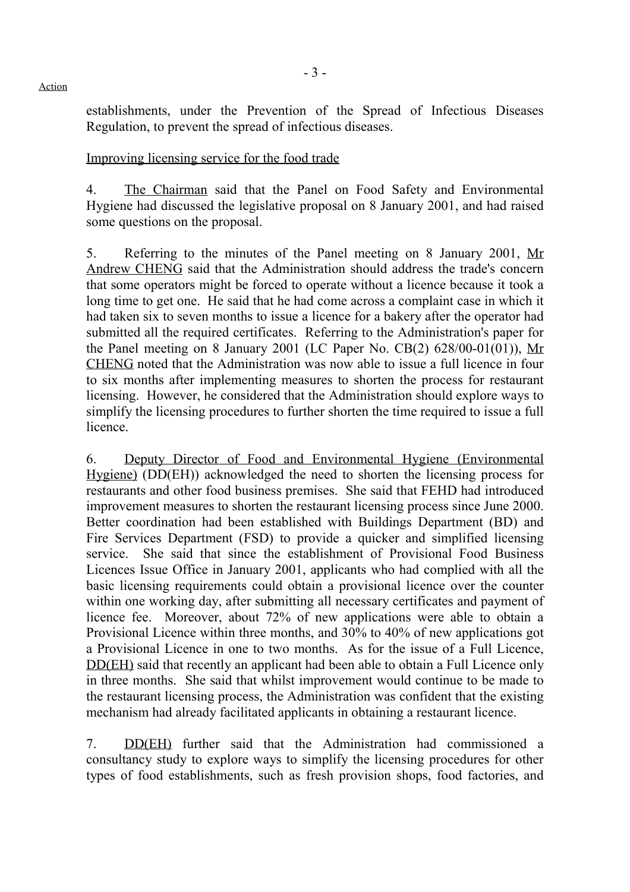establishments, under the Prevention of the Spread of Infectious Diseases Regulation, to prevent the spread of infectious diseases.

Improving licensing service for the food trade

4. The Chairman said that the Panel on Food Safety and Environmental Hygiene had discussed the legislative proposal on 8 January 2001, and had raised some questions on the proposal.

5. Referring to the minutes of the Panel meeting on 8 January 2001, Mr Andrew CHENG said that the Administration should address the trade's concern that some operators might be forced to operate without a licence because it took a long time to get one. He said that he had come across a complaint case in which it had taken six to seven months to issue a licence for a bakery after the operator had submitted all the required certificates. Referring to the Administration's paper for the Panel meeting on 8 January 2001 (LC Paper No. CB(2) 628/00-01(01)), Mr CHENG noted that the Administration was now able to issue a full licence in four to six months after implementing measures to shorten the process for restaurant licensing. However, he considered that the Administration should explore ways to simplify the licensing procedures to further shorten the time required to issue a full licence.

6. Deputy Director of Food and Environmental Hygiene (Environmental Hygiene) (DD(EH)) acknowledged the need to shorten the licensing process for restaurants and other food business premises. She said that FEHD had introduced improvement measures to shorten the restaurant licensing process since June 2000. Better coordination had been established with Buildings Department (BD) and Fire Services Department (FSD) to provide a quicker and simplified licensing service. She said that since the establishment of Provisional Food Business Licences Issue Office in January 2001, applicants who had complied with all the basic licensing requirements could obtain a provisional licence over the counter within one working day, after submitting all necessary certificates and payment of licence fee. Moreover, about 72% of new applications were able to obtain a Provisional Licence within three months, and 30% to 40% of new applications got a Provisional Licence in one to two months. As for the issue of a Full Licence, DD(EH) said that recently an applicant had been able to obtain a Full Licence only in three months. She said that whilst improvement would continue to be made to the restaurant licensing process, the Administration was confident that the existing mechanism had already facilitated applicants in obtaining a restaurant licence.

7. DD(EH) further said that the Administration had commissioned a consultancy study to explore ways to simplify the licensing procedures for other types of food establishments, such as fresh provision shops, food factories, and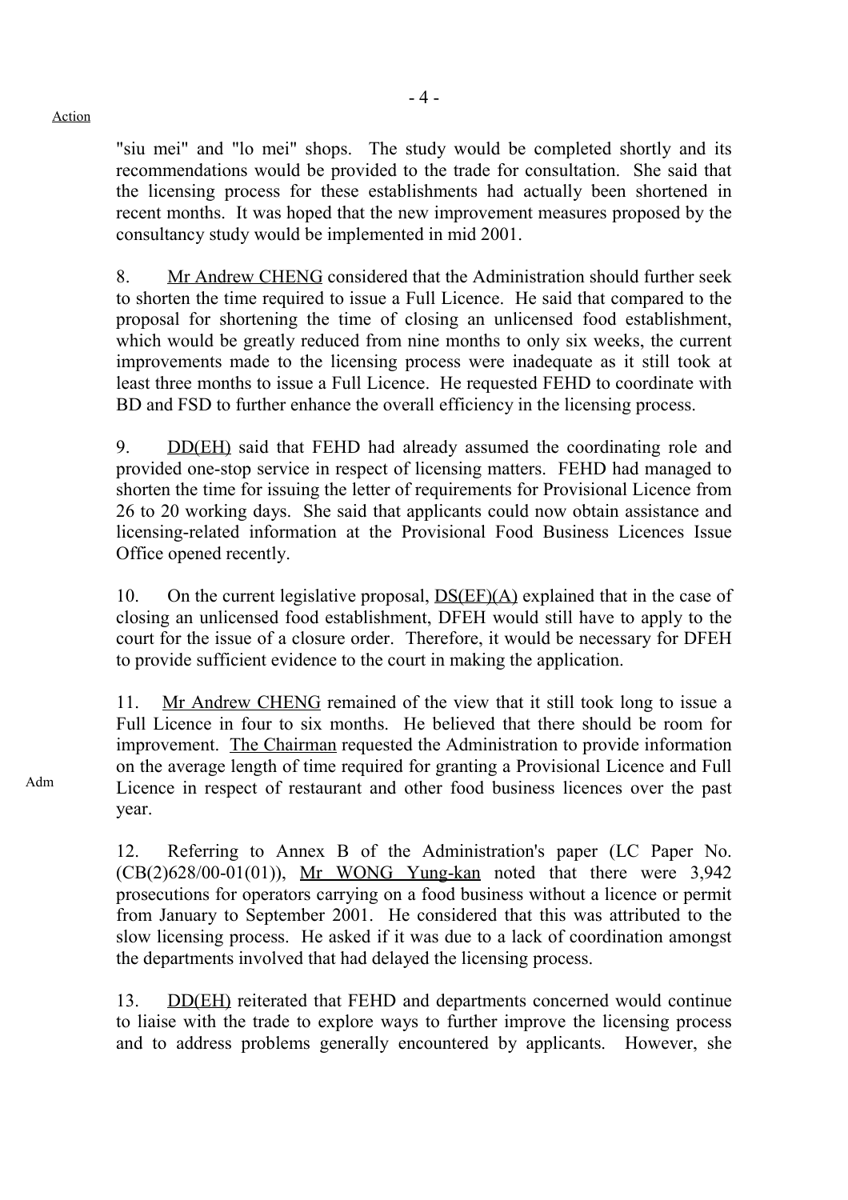Action

"siu mei" and "lo mei" shops. The study would be completed shortly and its recommendations would be provided to the trade for consultation. She said that the licensing process for these establishments had actually been shortened in recent months. It was hoped that the new improvement measures proposed by the consultancy study would be implemented in mid 2001.

8. Mr Andrew CHENG considered that the Administration should further seek to shorten the time required to issue a Full Licence. He said that compared to the proposal for shortening the time of closing an unlicensed food establishment, which would be greatly reduced from nine months to only six weeks, the current improvements made to the licensing process were inadequate as it still took at least three months to issue a Full Licence. He requested FEHD to coordinate with BD and FSD to further enhance the overall efficiency in the licensing process.

9. DD(EH) said that FEHD had already assumed the coordinating role and provided one-stop service in respect of licensing matters. FEHD had managed to shorten the time for issuing the letter of requirements for Provisional Licence from 26 to 20 working days. She said that applicants could now obtain assistance and licensing-related information at the Provisional Food Business Licences Issue Office opened recently.

10. On the current legislative proposal, DS(EF)(A) explained that in the case of closing an unlicensed food establishment, DFEH would still have to apply to the court for the issue of a closure order. Therefore, it would be necessary for DFEH to provide sufficient evidence to the court in making the application.

Adm

11. Mr Andrew CHENG remained of the view that it still took long to issue a Full Licence in four to six months. He believed that there should be room for improvement. The Chairman requested the Administration to provide information on the average length of time required for granting a Provisional Licence and Full Licence in respect of restaurant and other food business licences over the past year.

12. Referring to Annex B of the Administration's paper (LC Paper No. (CB(2)628/00-01(01)), Mr WONG Yung-kan noted that there were 3,942 prosecutions for operators carrying on a food business without a licence or permit from January to September 2001. He considered that this was attributed to the slow licensing process. He asked if it was due to a lack of coordination amongst the departments involved that had delayed the licensing process.

13. DD(EH) reiterated that FEHD and departments concerned would continue to liaise with the trade to explore ways to further improve the licensing process and to address problems generally encountered by applicants. However, she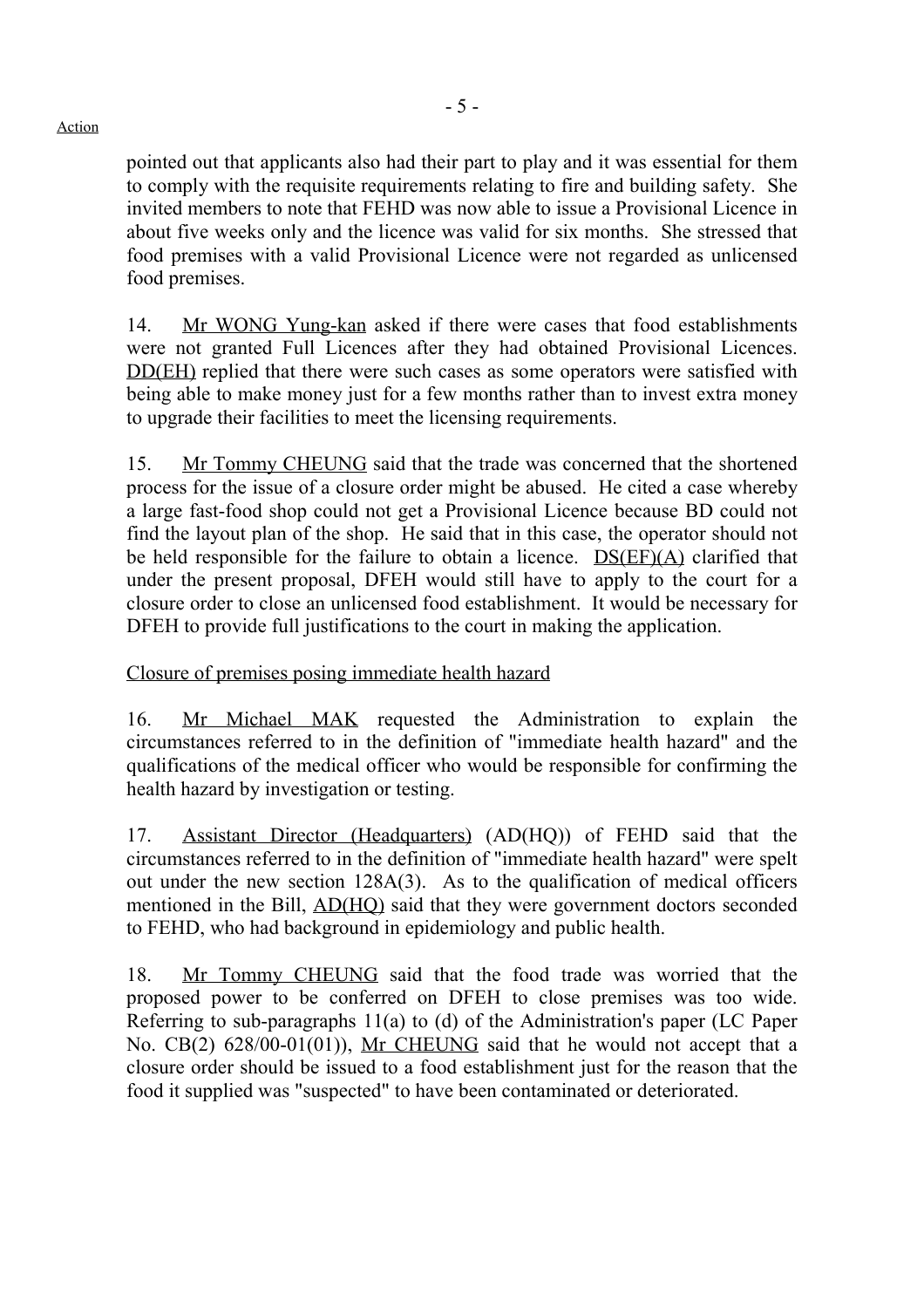Action

pointed out that applicants also had their part to play and it was essential for them to comply with the requisite requirements relating to fire and building safety. She invited members to note that FEHD was now able to issue a Provisional Licence in about five weeks only and the licence was valid for six months. She stressed that food premises with a valid Provisional Licence were not regarded as unlicensed food premises.

14. Mr WONG Yung-kan asked if there were cases that food establishments were not granted Full Licences after they had obtained Provisional Licences. DD(EH) replied that there were such cases as some operators were satisfied with being able to make money just for a few months rather than to invest extra money to upgrade their facilities to meet the licensing requirements.

15. Mr Tommy CHEUNG said that the trade was concerned that the shortened process for the issue of a closure order might be abused. He cited a case whereby a large fast-food shop could not get a Provisional Licence because BD could not find the layout plan of the shop. He said that in this case, the operator should not be held responsible for the failure to obtain a licence. DS(EF)(A) clarified that under the present proposal, DFEH would still have to apply to the court for a closure order to close an unlicensed food establishment. It would be necessary for DFEH to provide full justifications to the court in making the application.

Closure of premises posing immediate health hazard

16. Mr Michael MAK requested the Administration to explain the circumstances referred to in the definition of "immediate health hazard" and the qualifications of the medical officer who would be responsible for confirming the health hazard by investigation or testing.

17. Assistant Director (Headquarters) (AD(HQ)) of FEHD said that the circumstances referred to in the definition of "immediate health hazard" were spelt out under the new section 128A(3). As to the qualification of medical officers mentioned in the Bill, AD(HQ) said that they were government doctors seconded to FEHD, who had background in epidemiology and public health.

18. Mr Tommy CHEUNG said that the food trade was worried that the proposed power to be conferred on DFEH to close premises was too wide. Referring to sub-paragraphs 11(a) to (d) of the Administration's paper (LC Paper No. CB(2) 628/00-01(01)), Mr CHEUNG said that he would not accept that a closure order should be issued to a food establishment just for the reason that the food it supplied was "suspected" to have been contaminated or deteriorated.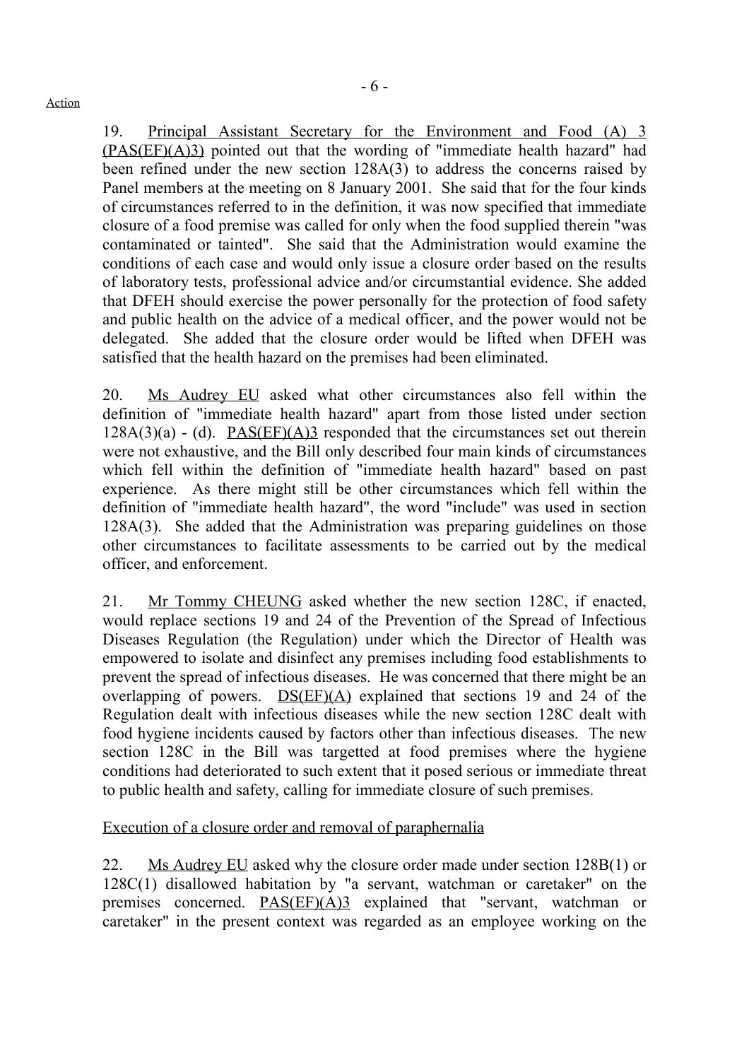Action

19. Principal Assistant Secretary for the Environment and Food (A) 3 (PAS(EF)(A)3) pointed out that the wording of "immediate health hazard" had been refined under the new section 128A(3) to address the concerns raised by Panel members at the meeting on 8 January 2001. She said that for the four kinds of circumstances referred to in the definition, it was now specified that immediate closure of a food premise was called for only when the food supplied therein "was contaminated or tainted". She said that the Administration would examine the conditions of each case and would only issue a closure order based on the results of laboratory tests, professional advice and/or circumstantial evidence. She added that DFEH should exercise the power personally for the protection of food safety and public health on the advice of a medical officer, and the power would not be delegated. She added that the closure order would be lifted when DFEH was satisfied that the health hazard on the premises had been eliminated.

20. Ms Audrey EU asked what other circumstances also fell within the definition of "immediate health hazard" apart from those listed under section 128A(3)(a) - (d). PAS(EF)(A)3 responded that the circumstances set out therein were not exhaustive, and the Bill only described four main kinds of circumstances which fell within the definition of "immediate health hazard" based on past experience. As there might still be other circumstances which fell within the definition of "immediate health hazard", the word "include" was used in section 128A(3). She added that the Administration was preparing guidelines on those other circumstances to facilitate assessments to be carried out by the medical officer, and enforcement.

21. Mr Tommy CHEUNG asked whether the new section 128C, if enacted, would replace sections 19 and 24 of the Prevention of the Spread of Infectious Diseases Regulation (the Regulation) under which the Director of Health was empowered to isolate and disinfect any premises including food establishments to prevent the spread of infectious diseases. He was concerned that there might be an overlapping of powers. DS(EF)(A) explained that sections 19 and 24 of the Regulation dealt with infectious diseases while the new section 128C dealt with food hygiene incidents caused by factors other than infectious diseases. The new section 128C in the Bill was targetted at food premises where the hygiene conditions had deteriorated to such extent that it posed serious or immediate threat to public health and safety, calling for immediate closure of such premises.

Execution of a closure order and removal of paraphernalia

22. Ms Audrey EU asked why the closure order made under section 128B(1) or 128C(1) disallowed habitation by "a servant, watchman or caretaker" on the premises concerned. PAS(EF)(A)3 explained that "servant, watchman or caretaker" in the present context was regarded as an employee working on the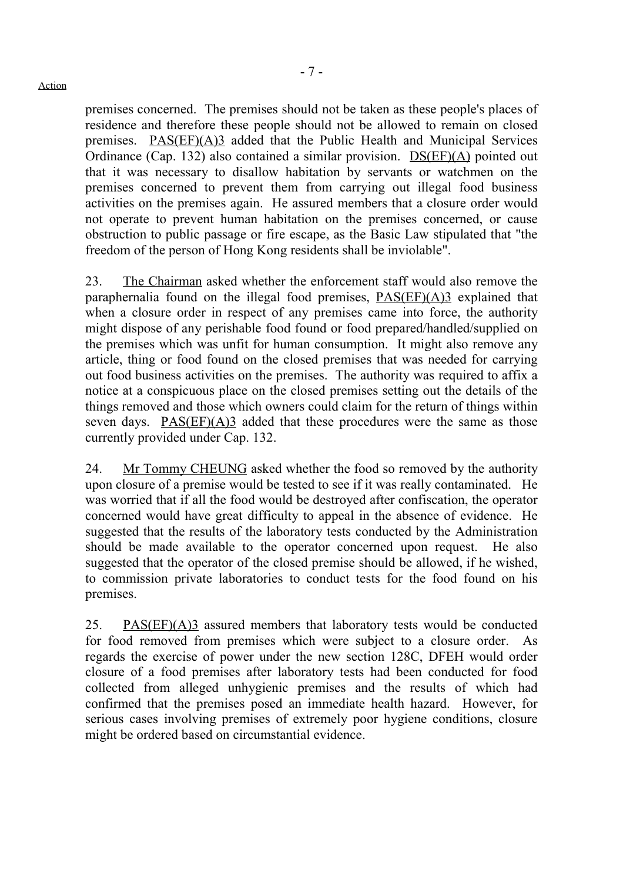Action

premises concerned. The premises should not be taken as these people's places of residence and therefore these people should not be allowed to remain on closed premises. PAS(EF)(A)3 added that the Public Health and Municipal Services Ordinance (Cap. 132) also contained a similar provision. DS(EF)(A) pointed out that it was necessary to disallow habitation by servants or watchmen on the premises concerned to prevent them from carrying out illegal food business activities on the premises again. He assured members that a closure order would not operate to prevent human habitation on the premises concerned, or cause obstruction to public passage or fire escape, as the Basic Law stipulated that "the freedom of the person of Hong Kong residents shall be inviolable".

23. The Chairman asked whether the enforcement staff would also remove the paraphernalia found on the illegal food premises, PAS(EF)(A)3 explained that when a closure order in respect of any premises came into force, the authority might dispose of any perishable food found or food prepared/handled/supplied on the premises which was unfit for human consumption. It might also remove any article, thing or food found on the closed premises that was needed for carrying out food business activities on the premises. The authority was required to affix a notice at a conspicuous place on the closed premises setting out the details of the things removed and those which owners could claim for the return of things within seven days. PAS(EF)(A)3 added that these procedures were the same as those currently provided under Cap. 132.

24. Mr Tommy CHEUNG asked whether the food so removed by the authority upon closure of a premise would be tested to see if it was really contaminated. He was worried that if all the food would be destroyed after confiscation, the operator concerned would have great difficulty to appeal in the absence of evidence. He suggested that the results of the laboratory tests conducted by the Administration should be made available to the operator concerned upon request. He also suggested that the operator of the closed premise should be allowed, if he wished, to commission private laboratories to conduct tests for the food found on his premises.

25. PAS(EF)(A)3 assured members that laboratory tests would be conducted for food removed from premises which were subject to a closure order. As regards the exercise of power under the new section 128C, DFEH would order closure of a food premises after laboratory tests had been conducted for food collected from alleged unhygienic premises and the results of which had confirmed that the premises posed an immediate health hazard. However, for serious cases involving premises of extremely poor hygiene conditions, closure might be ordered based on circumstantial evidence.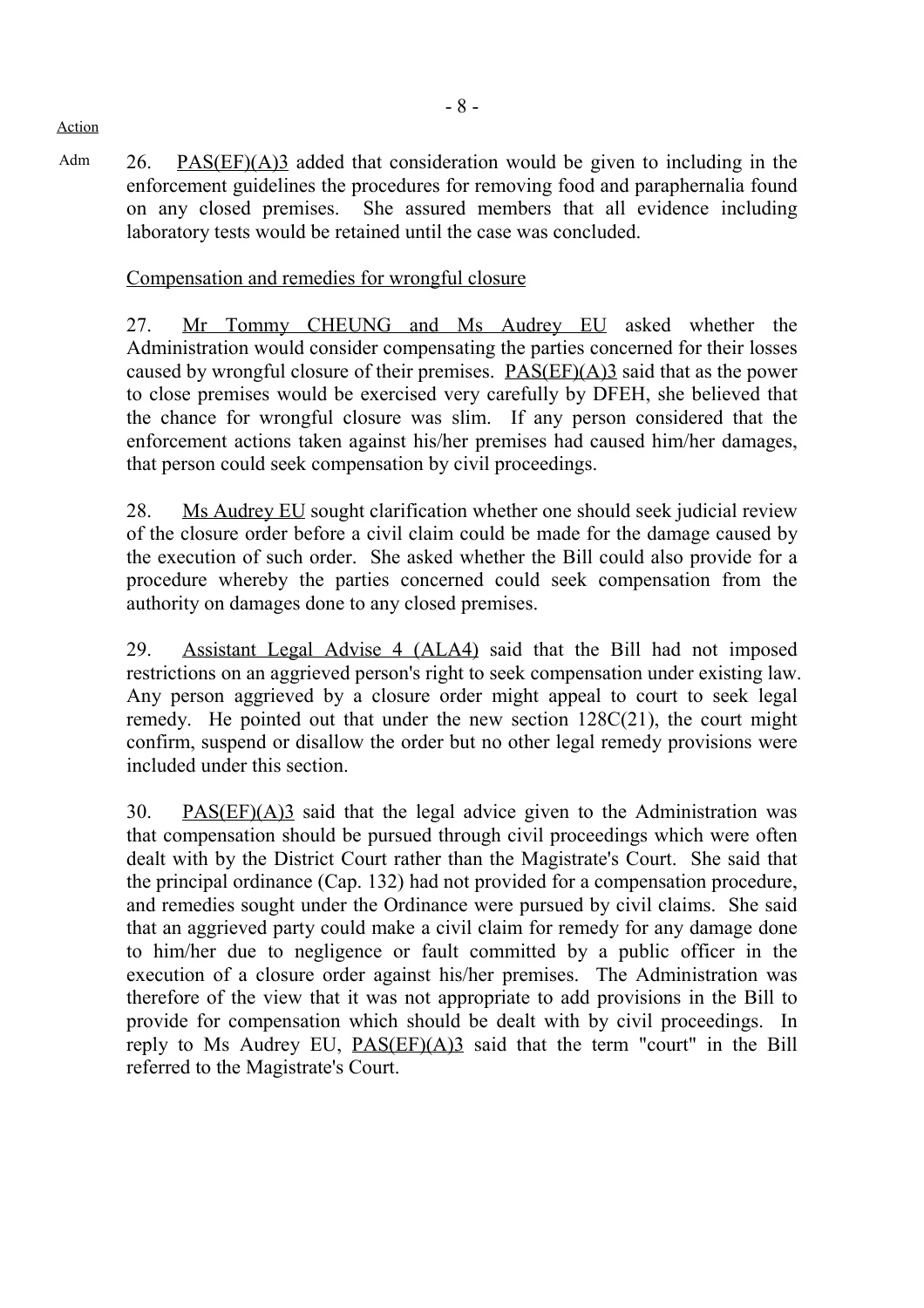Action

Adm 26. PAS(EF)(A)3 added that consideration would be given to including in the enforcement guidelines the procedures for removing food and paraphernalia found on any closed premises. She assured members that all evidence including laboratory tests would be retained until the case was concluded.

Compensation and remedies for wrongful closure

27. Mr Tommy CHEUNG and Ms Audrey EU asked whether the Administration would consider compensating the parties concerned for their losses caused by wrongful closure of their premises. PAS(EF)(A)3 said that as the power to close premises would be exercised very carefully by DFEH, she believed that the chance for wrongful closure was slim. If any person considered that the enforcement actions taken against his/her premises had caused him/her damages, that person could seek compensation by civil proceedings.

28. Ms Audrey EU sought clarification whether one should seek judicial review of the closure order before a civil claim could be made for the damage caused by the execution of such order. She asked whether the Bill could also provide for a procedure whereby the parties concerned could seek compensation from the authority on damages done to any closed premises.

29. Assistant Legal Advise 4 (ALA4) said that the Bill had not imposed restrictions on an aggrieved person's right to seek compensation under existing law. Any person aggrieved by a closure order might appeal to court to seek legal remedy. He pointed out that under the new section 128C(21), the court might confirm, suspend or disallow the order but no other legal remedy provisions were included under this section.

30. PAS(EF)(A)3 said that the legal advice given to the Administration was that compensation should be pursued through civil proceedings which were often dealt with by the District Court rather than the Magistrate's Court. She said that the principal ordinance (Cap. 132) had not provided for a compensation procedure, and remedies sought under the Ordinance were pursued by civil claims. She said that an aggrieved party could make a civil claim for remedy for any damage done to him/her due to negligence or fault committed by a public officer in the execution of a closure order against his/her premises. The Administration was therefore of the view that it was not appropriate to add provisions in the Bill to provide for compensation which should be dealt with by civil proceedings. In reply to Ms Audrey EU, PAS(EF)(A)3 said that the term "court" in the Bill referred to the Magistrate's Court.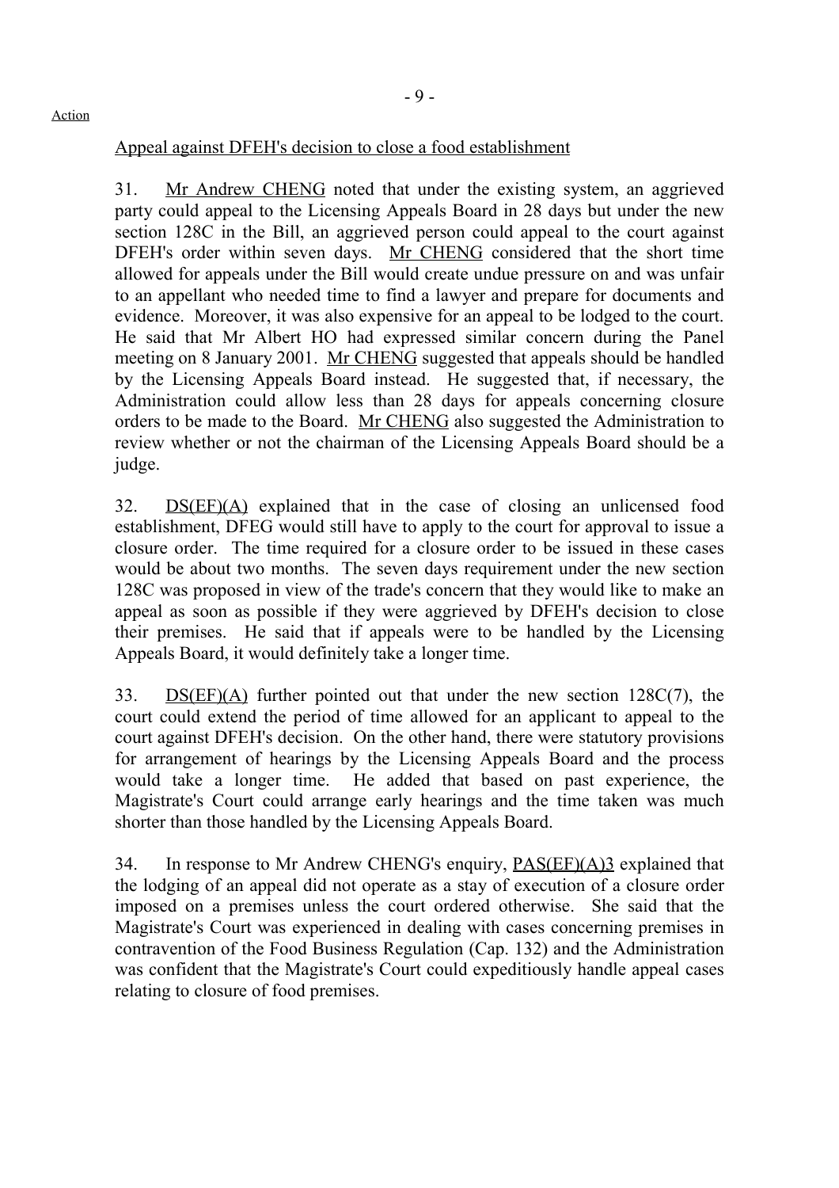Action

Appeal against DFEH's decision to close a food establishment

31. Mr Andrew CHENG noted that under the existing system, an aggrieved party could appeal to the Licensing Appeals Board in 28 days but under the new section 128C in the Bill, an aggrieved person could appeal to the court against DFEH's order within seven days. Mr CHENG considered that the short time allowed for appeals under the Bill would create undue pressure on and was unfair to an appellant who needed time to find a lawyer and prepare for documents and evidence. Moreover, it was also expensive for an appeal to be lodged to the court. He said that Mr Albert HO had expressed similar concern during the Panel meeting on 8 January 2001. Mr CHENG suggested that appeals should be handled by the Licensing Appeals Board instead. He suggested that, if necessary, the Administration could allow less than 28 days for appeals concerning closure orders to be made to the Board. Mr CHENG also suggested the Administration to review whether or not the chairman of the Licensing Appeals Board should be a judge.

32. DS(EF)(A) explained that in the case of closing an unlicensed food establishment, DFEG would still have to apply to the court for approval to issue a closure order. The time required for a closure order to be issued in these cases would be about two months. The seven days requirement under the new section 128C was proposed in view of the trade's concern that they would like to make an appeal as soon as possible if they were aggrieved by DFEH's decision to close their premises. He said that if appeals were to be handled by the Licensing Appeals Board, it would definitely take a longer time.

33. DS(EF)(A) further pointed out that under the new section 128C(7), the court could extend the period of time allowed for an applicant to appeal to the court against DFEH's decision. On the other hand, there were statutory provisions for arrangement of hearings by the Licensing Appeals Board and the process would take a longer time. He added that based on past experience, the Magistrate's Court could arrange early hearings and the time taken was much shorter than those handled by the Licensing Appeals Board.

34. In response to Mr Andrew CHENG's enquiry, PAS(EF)(A)3 explained that the lodging of an appeal did not operate as a stay of execution of a closure order imposed on a premises unless the court ordered otherwise. She said that the Magistrate's Court was experienced in dealing with cases concerning premises in contravention of the Food Business Regulation (Cap. 132) and the Administration was confident that the Magistrate's Court could expeditiously handle appeal cases relating to closure of food premises.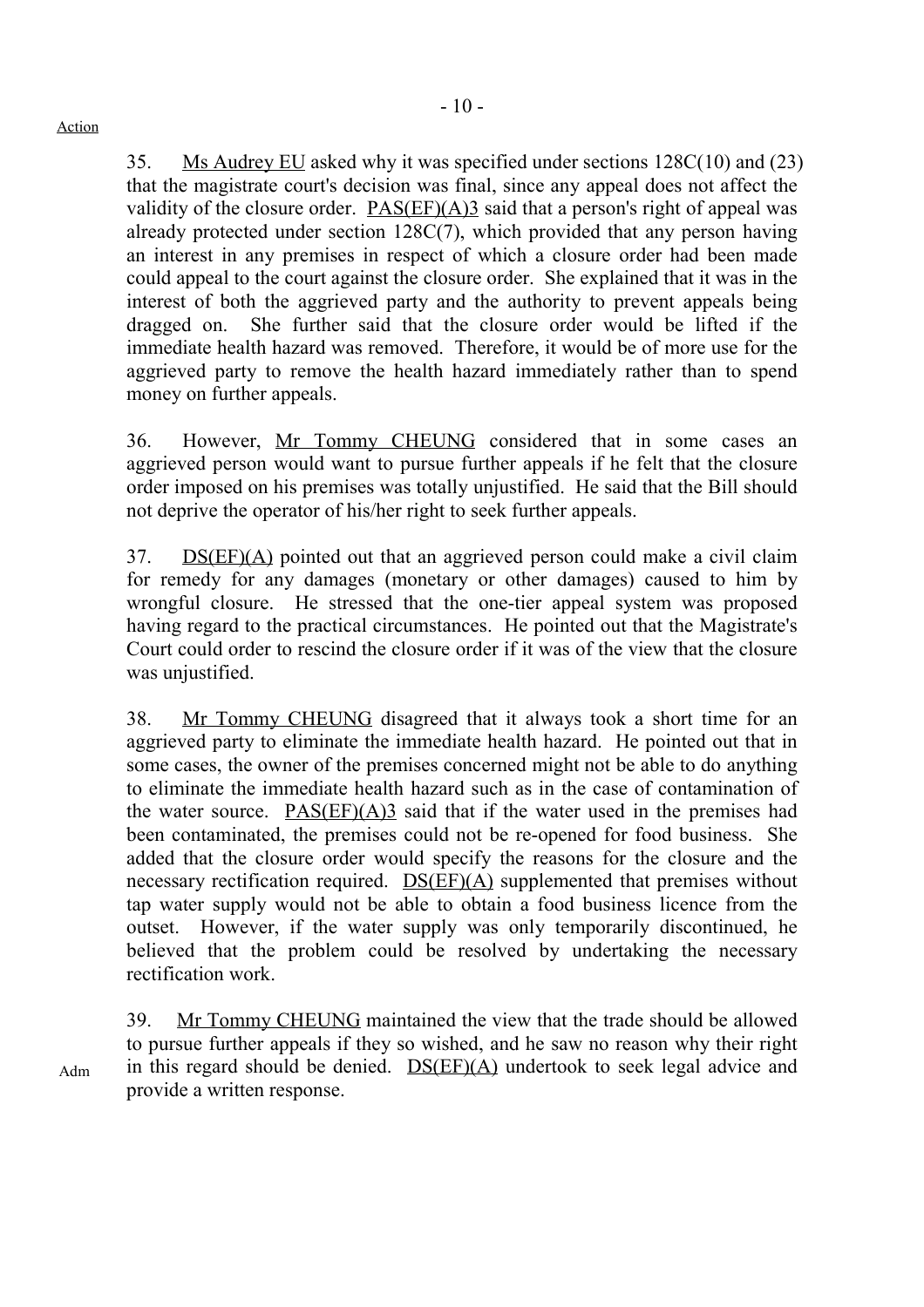Action

35. Ms Audrey EU asked why it was specified under sections 128C(10) and (23) that the magistrate court's decision was final, since any appeal does not affect the validity of the closure order. PAS(EF)(A)3 said that a person's right of appeal was already protected under section 128C(7), which provided that any person having an interest in any premises in respect of which a closure order had been made could appeal to the court against the closure order. She explained that it was in the interest of both the aggrieved party and the authority to prevent appeals being dragged on. She further said that the closure order would be lifted if the immediate health hazard was removed. Therefore, it would be of more use for the aggrieved party to remove the health hazard immediately rather than to spend money on further appeals.

36. However, Mr Tommy CHEUNG considered that in some cases an aggrieved person would want to pursue further appeals if he felt that the closure order imposed on his premises was totally unjustified. He said that the Bill should not deprive the operator of his/her right to seek further appeals.

37. DS(EF)(A) pointed out that an aggrieved person could make a civil claim for remedy for any damages (monetary or other damages) caused to him by wrongful closure. He stressed that the one-tier appeal system was proposed having regard to the practical circumstances. He pointed out that the Magistrate's Court could order to rescind the closure order if it was of the view that the closure was unjustified.

38. Mr Tommy CHEUNG disagreed that it always took a short time for an aggrieved party to eliminate the immediate health hazard. He pointed out that in some cases, the owner of the premises concerned might not be able to do anything to eliminate the immediate health hazard such as in the case of contamination of the water source. PAS(EF)(A)3 said that if the water used in the premises had been contaminated, the premises could not be re-opened for food business. She added that the closure order would specify the reasons for the closure and the necessary rectification required. DS(EF)(A) supplemented that premises without tap water supply would not be able to obtain a food business licence from the outset. However, if the water supply was only temporarily discontinued, he believed that the problem could be resolved by undertaking the necessary rectification work.

39. Mr Tommy CHEUNG maintained the view that the trade should be allowed to pursue further appeals if they so wished, and he saw no reason why their right in this regard should be denied. DS(EF)(A) undertook to seek legal advice and provide a written response.

Adm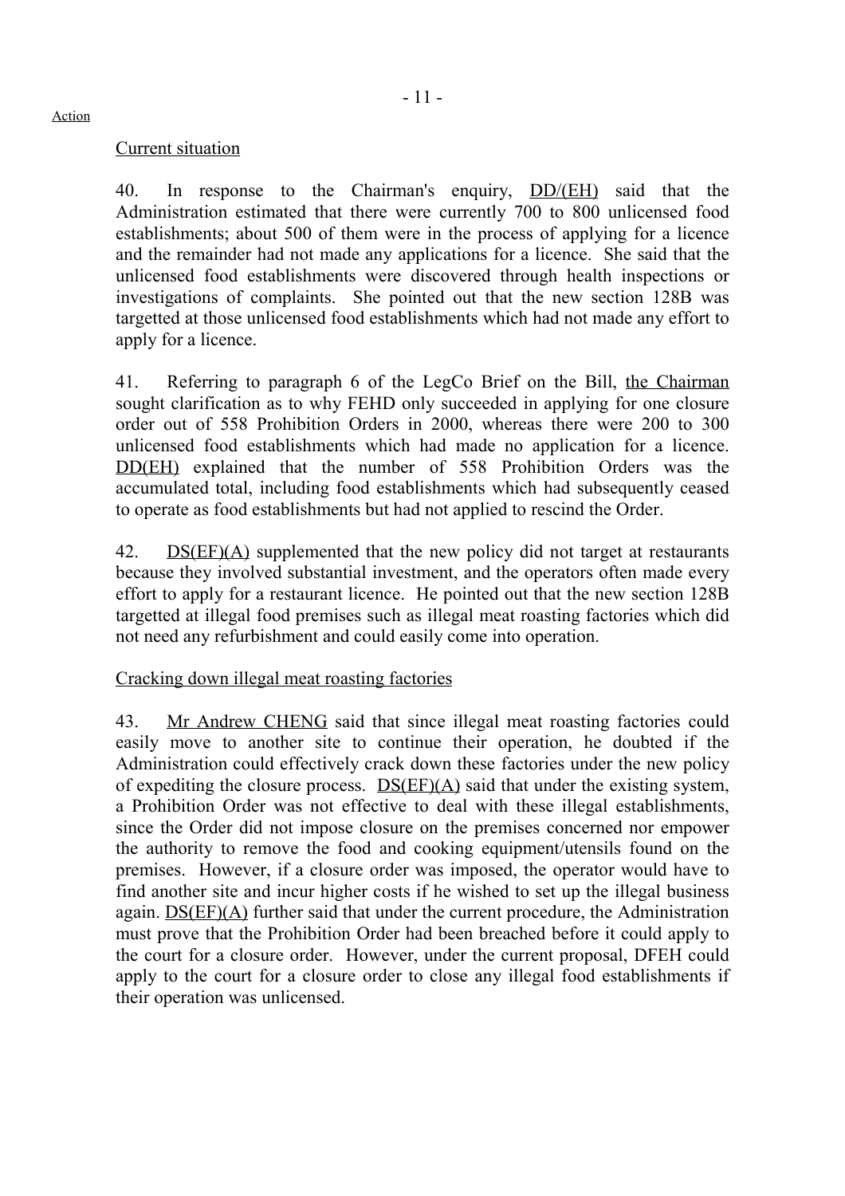Action

Current situation

40. In response to the Chairman's enquiry, DD/(EH) said that the Administration estimated that there were currently 700 to 800 unlicensed food establishments; about 500 of them were in the process of applying for a licence and the remainder had not made any applications for a licence. She said that the unlicensed food establishments were discovered through health inspections or investigations of complaints. She pointed out that the new section 128B was targetted at those unlicensed food establishments which had not made any effort to apply for a licence.

41. Referring to paragraph 6 of the LegCo Brief on the Bill, the Chairman sought clarification as to why FEHD only succeeded in applying for one closure order out of 558 Prohibition Orders in 2000, whereas there were 200 to 300 unlicensed food establishments which had made no application for a licence. DD(EH) explained that the number of 558 Prohibition Orders was the accumulated total, including food establishments which had subsequently ceased to operate as food establishments but had not applied to rescind the Order.

42. DS(EF)(A) supplemented that the new policy did not target at restaurants because they involved substantial investment, and the operators often made every effort to apply for a restaurant licence. He pointed out that the new section 128B targetted at illegal food premises such as illegal meat roasting factories which did not need any refurbishment and could easily come into operation.

Cracking down illegal meat roasting factories

43. Mr Andrew CHENG said that since illegal meat roasting factories could easily move to another site to continue their operation, he doubted if the Administration could effectively crack down these factories under the new policy of expediting the closure process. DS(EF)(A) said that under the existing system, a Prohibition Order was not effective to deal with these illegal establishments, since the Order did not impose closure on the premises concerned nor empower the authority to remove the food and cooking equipment/utensils found on the premises. However, if a closure order was imposed, the operator would have to find another site and incur higher costs if he wished to set up the illegal business again. DS(EF)(A) further said that under the current procedure, the Administration must prove that the Prohibition Order had been breached before it could apply to the court for a closure order. However, under the current proposal, DFEH could apply to the court for a closure order to close any illegal food establishments if their operation was unlicensed.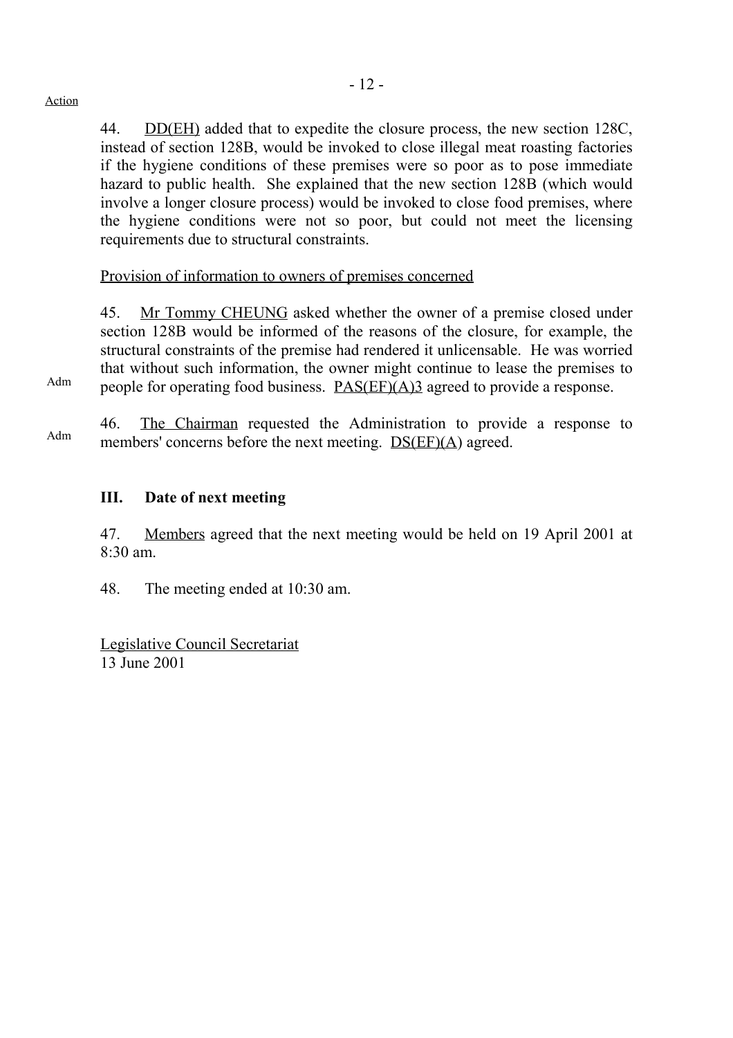Action

44. DD(EH) added that to expedite the closure process, the new section 128C, instead of section 128B, would be invoked to close illegal meat roasting factories if the hygiene conditions of these premises were so poor as to pose immediate hazard to public health. She explained that the new section 128B (which would involve a longer closure process) would be invoked to close food premises, where the hygiene conditions were not so poor, but could not meet the licensing requirements due to structural constraints.

Provision of information to owners of premises concerned

45. Mr Tommy CHEUNG asked whether the owner of a premise closed under section 128B would be informed of the reasons of the closure, for example, the structural constraints of the premise had rendered it unlicensable. He was worried that without such information, the owner might continue to lease the premises to people for operating food business. PAS(EF)(A)3 agreed to provide a response. — Adm

46. The Chairman requested the Administration to provide a response to members' concerns before the next meeting. DS(EF)(A) agreed. — Adm

### III. Date of next meeting

47. Members agreed that the next meeting would be held on 19 April 2001 at 8:30 am.

48. The meeting ended at 10:30 am.

Legislative Council Secretariat
13 June 2001